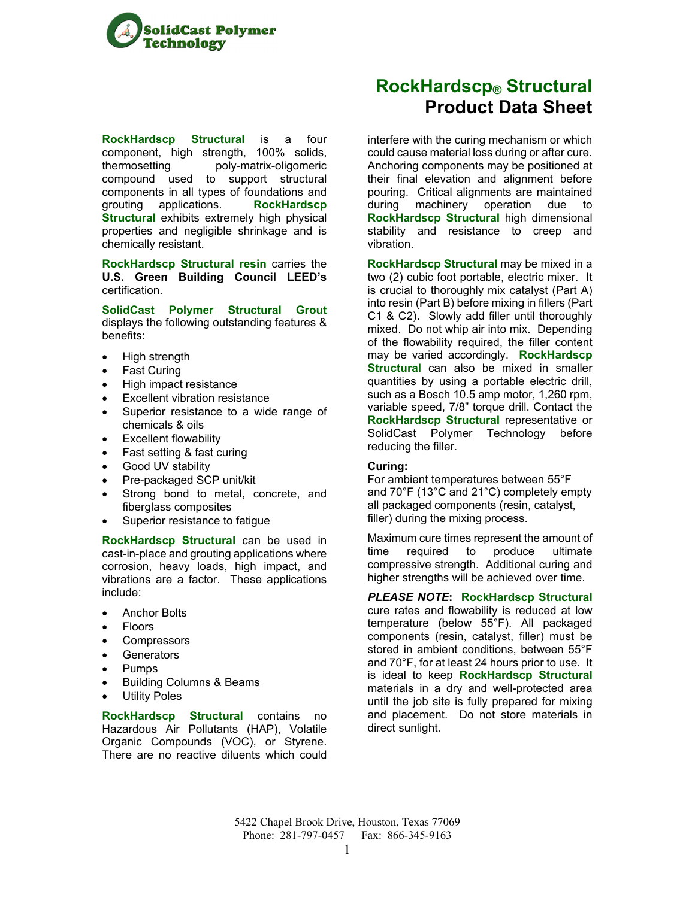SolidCast Polymer Technology

# RockHardscp® Structural
# Product Data Sheet

**RockHardscp Structural** is a four component, high strength, 100% solids, thermosetting poly-matrix-oligomeric compound used to support structural components in all types of foundations and grouting applications. **RockHardscp Structural** exhibits extremely high physical properties and negligible shrinkage and is chemically resistant.

**RockHardscp Structural resin** carries the **U.S. Green Building Council LEED's** certification.

**SolidCast Polymer Structural Grout** displays the following outstanding features & benefits:

- High strength
- Fast Curing
- High impact resistance
- Excellent vibration resistance
- Superior resistance to a wide range of chemicals & oils
- Excellent flowability
- Fast setting & fast curing
- Good UV stability
- Pre-packaged SCP unit/kit
- Strong bond to metal, concrete, and fiberglass composites
- Superior resistance to fatigue

**RockHardscp Structural** can be used in cast-in-place and grouting applications where corrosion, heavy loads, high impact, and vibrations are a factor. These applications include:

- Anchor Bolts
- Floors
- Compressors
- Generators
- Pumps
- Building Columns & Beams
- Utility Poles

**RockHardscp Structural** contains no Hazardous Air Pollutants (HAP), Volatile Organic Compounds (VOC), or Styrene. There are no reactive diluents which could interfere with the curing mechanism or which could cause material loss during or after cure. Anchoring components may be positioned at their final elevation and alignment before pouring. Critical alignments are maintained during machinery operation due to **RockHardscp Structural** high dimensional stability and resistance to creep and vibration.

**RockHardscp Structural** may be mixed in a two (2) cubic foot portable, electric mixer. It is crucial to thoroughly mix catalyst (Part A) into resin (Part B) before mixing in fillers (Part C1 & C2). Slowly add filler until thoroughly mixed. Do not whip air into mix. Depending of the flowability required, the filler content may be varied accordingly. **RockHardscp Structural** can also be mixed in smaller quantities by using a portable electric drill, such as a Bosch 10.5 amp motor, 1,260 rpm, variable speed, 7/8" torque drill. Contact the **RockHardscp Structural** representative or SolidCast Polymer Technology before reducing the filler.

**Curing:**

For ambient temperatures between 55°F and 70°F (13°C and 21°C) completely empty all packaged components (resin, catalyst, filler) during the mixing process.

Maximum cure times represent the amount of time required to produce ultimate compressive strength. Additional curing and higher strengths will be achieved over time.

***PLEASE NOTE*:** **RockHardscp Structural** cure rates and flowability is reduced at low temperature (below 55°F). All packaged components (resin, catalyst, filler) must be stored in ambient conditions, between 55°F and 70°F, for at least 24 hours prior to use. It is ideal to keep **RockHardscp Structural** materials in a dry and well-protected area until the job site is fully prepared for mixing and placement. Do not store materials in direct sunlight.

5422 Chapel Brook Drive, Houston, Texas 77069
Phone: 281-797-0457 Fax: 866-345-9163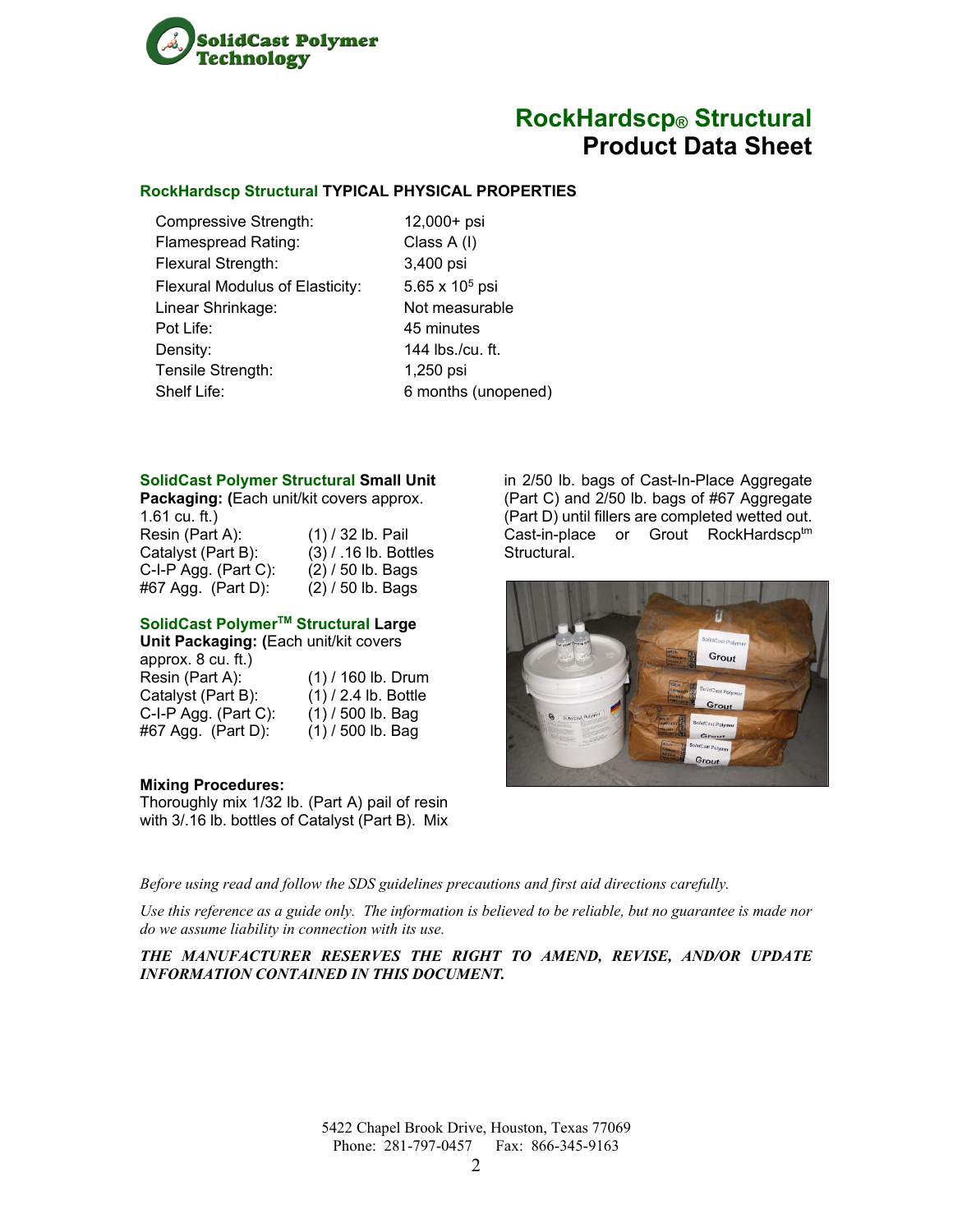SolidCast Polymer Technology

# RockHardscp® Structural Product Data Sheet

## RockHardscp Structural TYPICAL PHYSICAL PROPERTIES

| | |
|---|---|
| Compressive Strength: | 12,000+ psi |
| Flamespread Rating: | Class A (I) |
| Flexural Strength: | 3,400 psi |
| Flexural Modulus of Elasticity: | $5.65 \times 10^5$ psi |
| Linear Shrinkage: | Not measurable |
| Pot Life: | 45 minutes |
| Density: | 144 lbs./cu. ft. |
| Tensile Strength: | 1,250 psi |
| Shelf Life: | 6 months (unopened) |

**SolidCast Polymer Structural Small Unit Packaging: (**Each unit/kit covers approx. 1.61 cu. ft.)

| | |
|---|---|
| Resin (Part A): | (1) / 32 lb. Pail |
| Catalyst (Part B): | (3) / .16 lb. Bottles |
| C-I-P Agg. (Part C): | (2) / 50 lb. Bags |
| #67 Agg. (Part D): | (2) / 50 lb. Bags |

**SolidCast Polymer™ Structural Large Unit Packaging: (**Each unit/kit covers approx. 8 cu. ft.)

| | |
|---|---|
| Resin (Part A): | (1) / 160 lb. Drum |
| Catalyst (Part B): | (1) / 2.4 lb. Bottle |
| C-I-P Agg. (Part C): | (1) / 500 lb. Bag |
| #67 Agg. (Part D): | (1) / 500 lb. Bag |

**Mixing Procedures:**
Thoroughly mix 1/32 lb. (Part A) pail of resin with 3/.16 lb. bottles of Catalyst (Part B). Mix in 2/50 lb. bags of Cast-In-Place Aggregate (Part C) and 2/50 lb. bags of #67 Aggregate (Part D) until fillers are completed wetted out. Cast-in-place or Grout RockHardscp™ Structural.

*Before using read and follow the SDS guidelines precautions and first aid directions carefully.*

*Use this reference as a guide only. The information is believed to be reliable, but no guarantee is made nor do we assume liability in connection with its use.*

***THE MANUFACTURER RESERVES THE RIGHT TO AMEND, REVISE, AND/OR UPDATE INFORMATION CONTAINED IN THIS DOCUMENT.***

5422 Chapel Brook Drive, Houston, Texas 77069
Phone: 281-797-0457 Fax: 866-345-9163